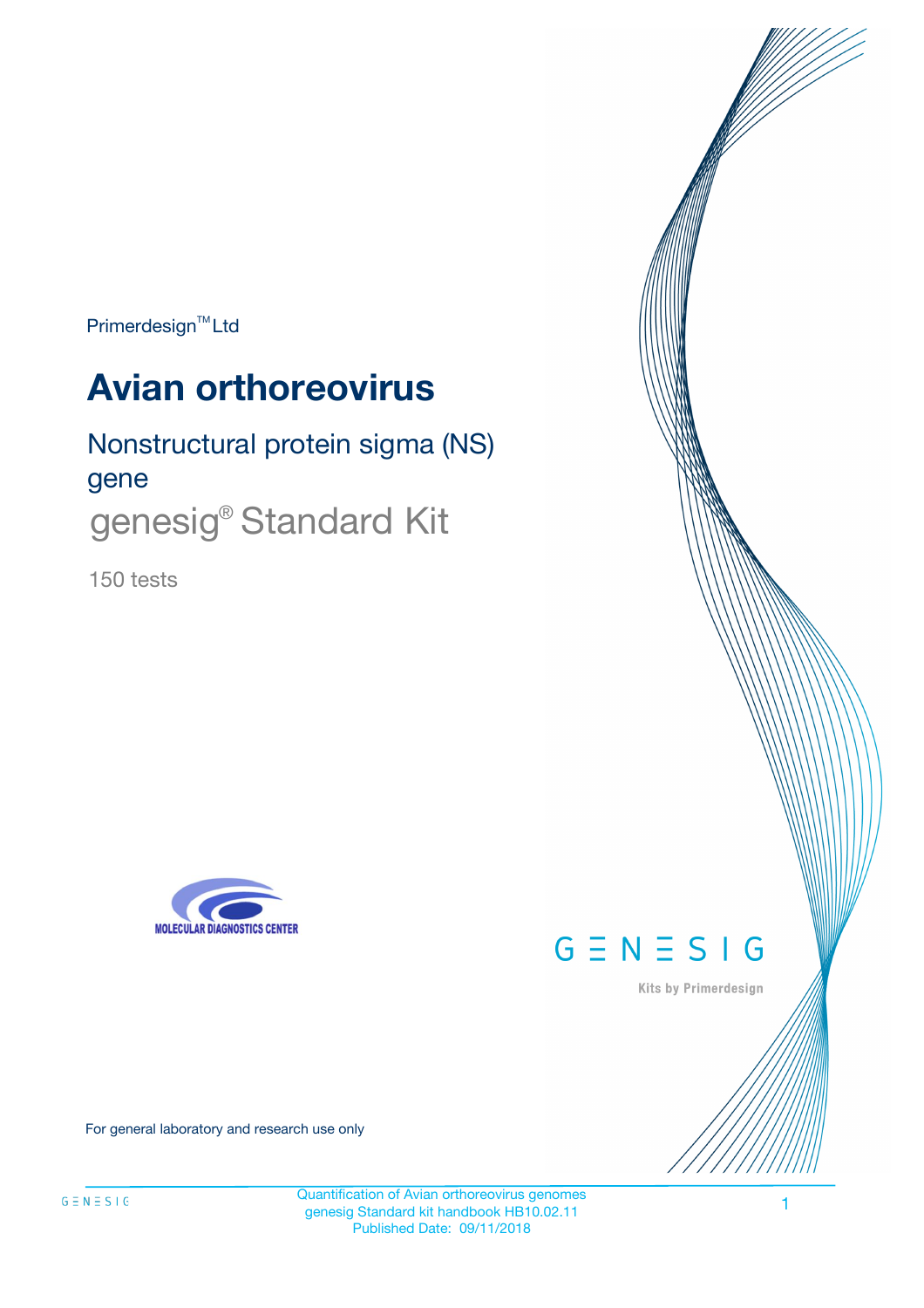Primerdesign™ Ltd

# Avian orthoreovirus

Nonstructural protein sigma (NS) gene

genesig® Standard Kit

150 tests

MOLECULAR DIAGNOSTICS CENTER

GENESIG

Kits by Primerdesign

For general laboratory and research use only

Quantification of Avian orthoreovirus genomes
genesig Standard kit handbook HB10.02.11
Published Date: 09/11/2018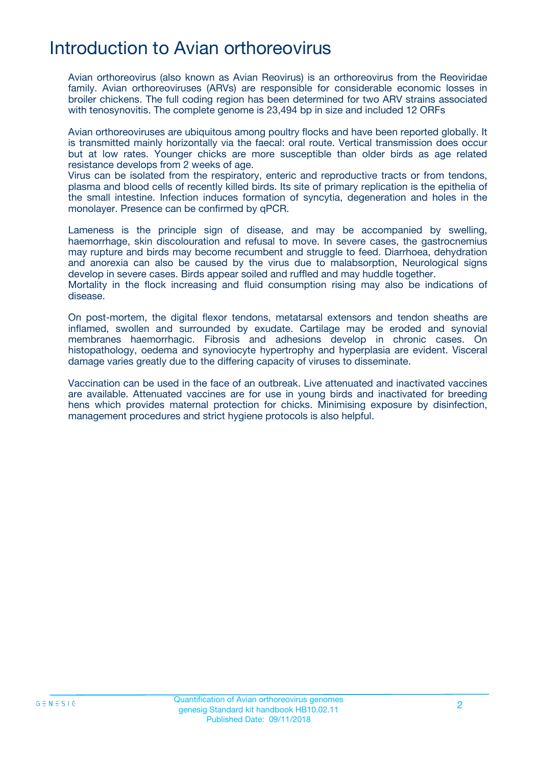# Introduction to Avian orthoreovirus

Avian orthoreovirus (also known as Avian Reovirus) is an orthoreovirus from the Reoviridae family. Avian orthoreoviruses (ARVs) are responsible for considerable economic losses in broiler chickens. The full coding region has been determined for two ARV strains associated with tenosynovitis. The complete genome is 23,494 bp in size and included 12 ORFs

Avian orthoreoviruses are ubiquitous among poultry flocks and have been reported globally. It is transmitted mainly horizontally via the faecal: oral route. Vertical transmission does occur but at low rates. Younger chicks are more susceptible than older birds as age related resistance develops from 2 weeks of age.
Virus can be isolated from the respiratory, enteric and reproductive tracts or from tendons, plasma and blood cells of recently killed birds. Its site of primary replication is the epithelia of the small intestine. Infection induces formation of syncytia, degeneration and holes in the monolayer. Presence can be confirmed by qPCR.

Lameness is the principle sign of disease, and may be accompanied by swelling, haemorrhage, skin discolouration and refusal to move. In severe cases, the gastrocnemius may rupture and birds may become recumbent and struggle to feed. Diarrhoea, dehydration and anorexia can also be caused by the virus due to malabsorption, Neurological signs develop in severe cases. Birds appear soiled and ruffled and may huddle together.
Mortality in the flock increasing and fluid consumption rising may also be indications of disease.

On post-mortem, the digital flexor tendons, metatarsal extensors and tendon sheaths are inflamed, swollen and surrounded by exudate. Cartilage may be eroded and synovial membranes haemorrhagic. Fibrosis and adhesions develop in chronic cases. On histopathology, oedema and synoviocyte hypertrophy and hyperplasia are evident. Visceral damage varies greatly due to the differing capacity of viruses to disseminate.

Vaccination can be used in the face of an outbreak. Live attenuated and inactivated vaccines are available. Attenuated vaccines are for use in young birds and inactivated for breeding hens which provides maternal protection for chicks. Minimising exposure by disinfection, management procedures and strict hygiene protocols is also helpful.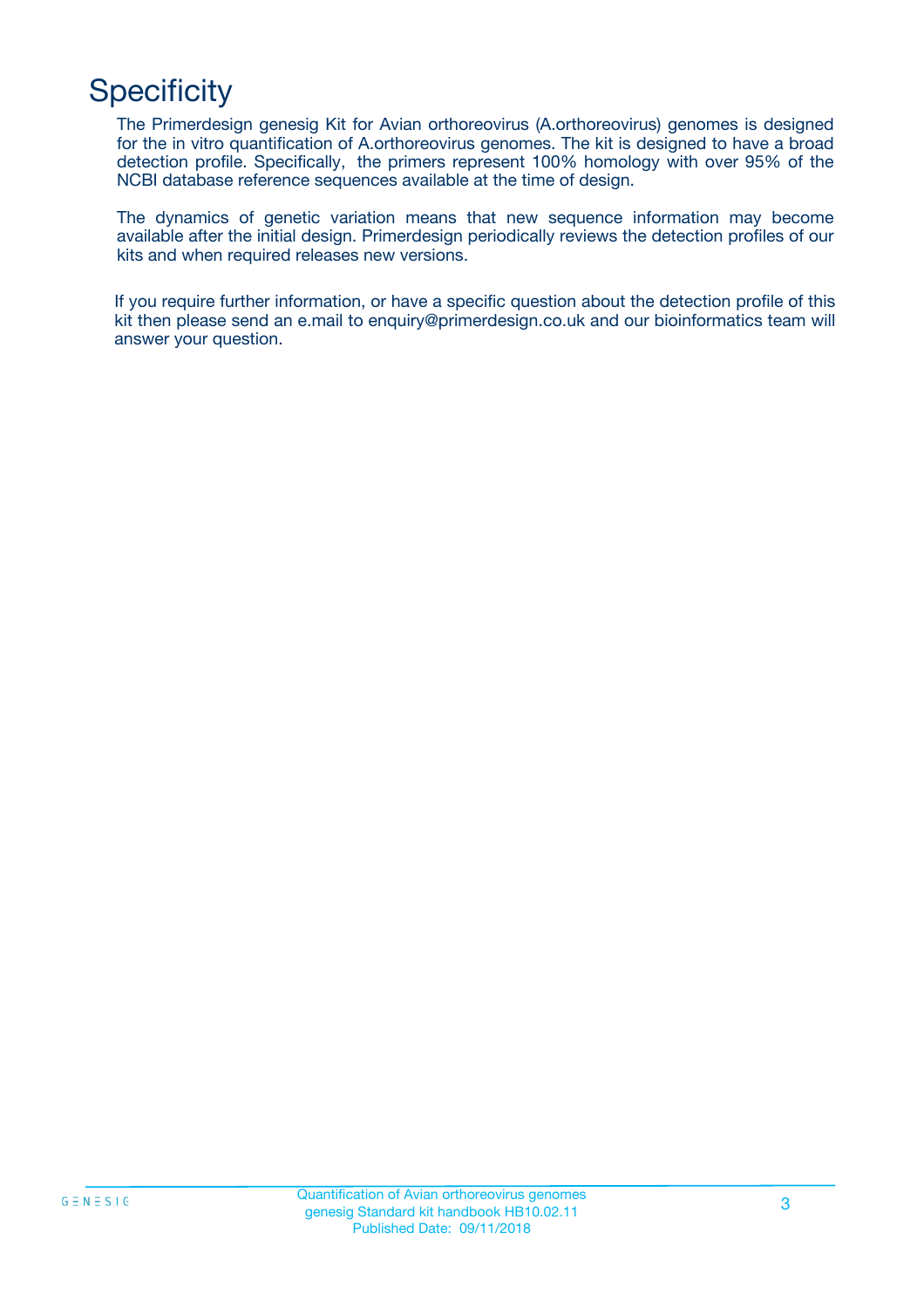# Specificity

The Primerdesign genesig Kit for Avian orthoreovirus (A.orthoreovirus) genomes is designed for the in vitro quantification of A.orthoreovirus genomes. The kit is designed to have a broad detection profile. Specifically, the primers represent 100% homology with over 95% of the NCBI database reference sequences available at the time of design.

The dynamics of genetic variation means that new sequence information may become available after the initial design. Primerdesign periodically reviews the detection profiles of our kits and when required releases new versions.

If you require further information, or have a specific question about the detection profile of this kit then please send an e.mail to enquiry@primerdesign.co.uk and our bioinformatics team will answer your question.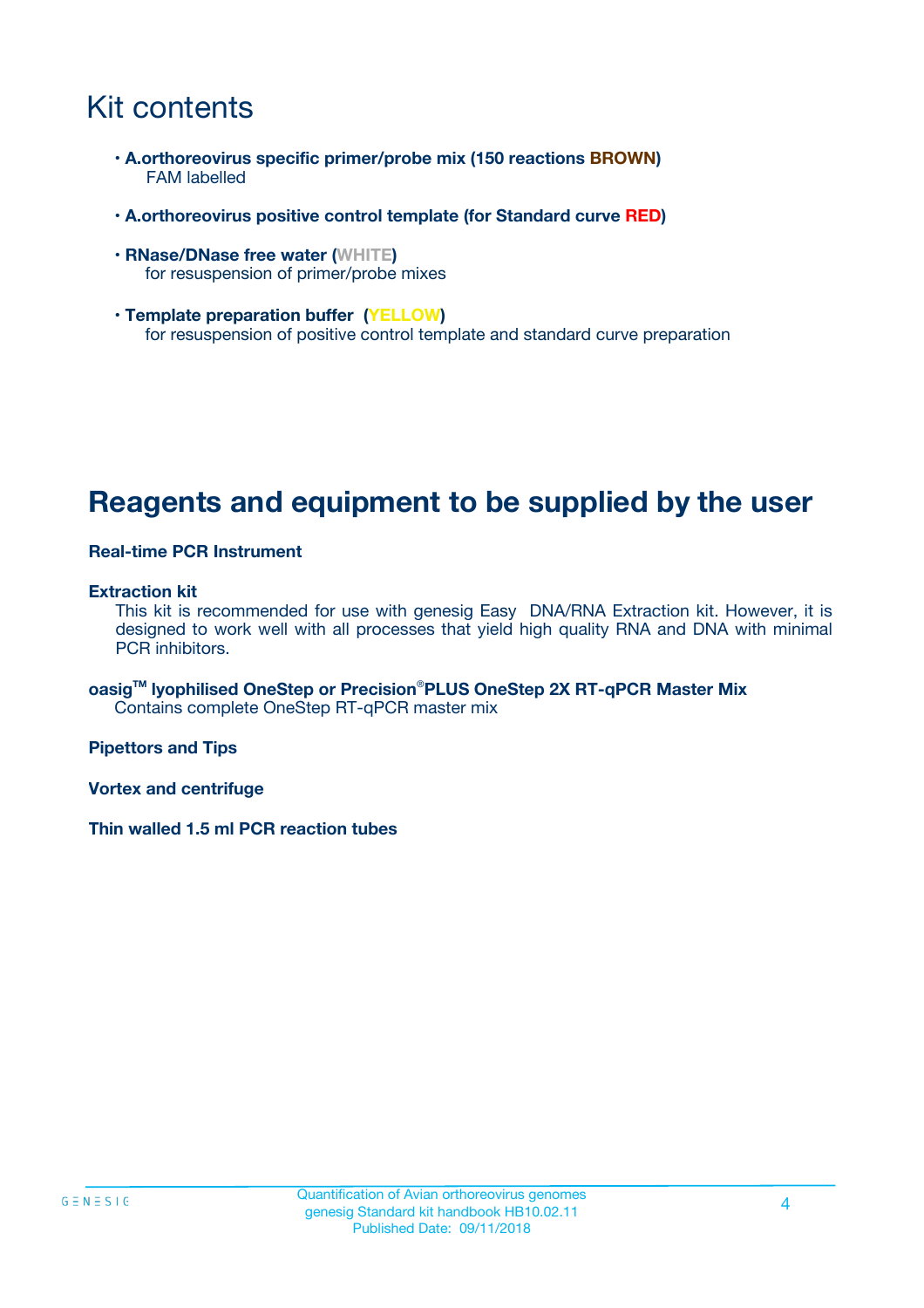# Kit contents

- **A.orthoreovirus specific primer/probe mix (150 reactions BROWN)**
  FAM labelled
- **A.orthoreovirus positive control template (for Standard curve RED)**
- **RNase/DNase free water (WHITE)**
  for resuspension of primer/probe mixes
- **Template preparation buffer (YELLOW)**
  for resuspension of positive control template and standard curve preparation

# Reagents and equipment to be supplied by the user

**Real-time PCR Instrument**

**Extraction kit**
This kit is recommended for use with genesig Easy DNA/RNA Extraction kit. However, it is designed to work well with all processes that yield high quality RNA and DNA with minimal PCR inhibitors.

**oasig™ lyophilised OneStep or Precision®PLUS OneStep 2X RT-qPCR Master Mix**
Contains complete OneStep RT-qPCR master mix

**Pipettors and Tips**

**Vortex and centrifuge**

**Thin walled 1.5 ml PCR reaction tubes**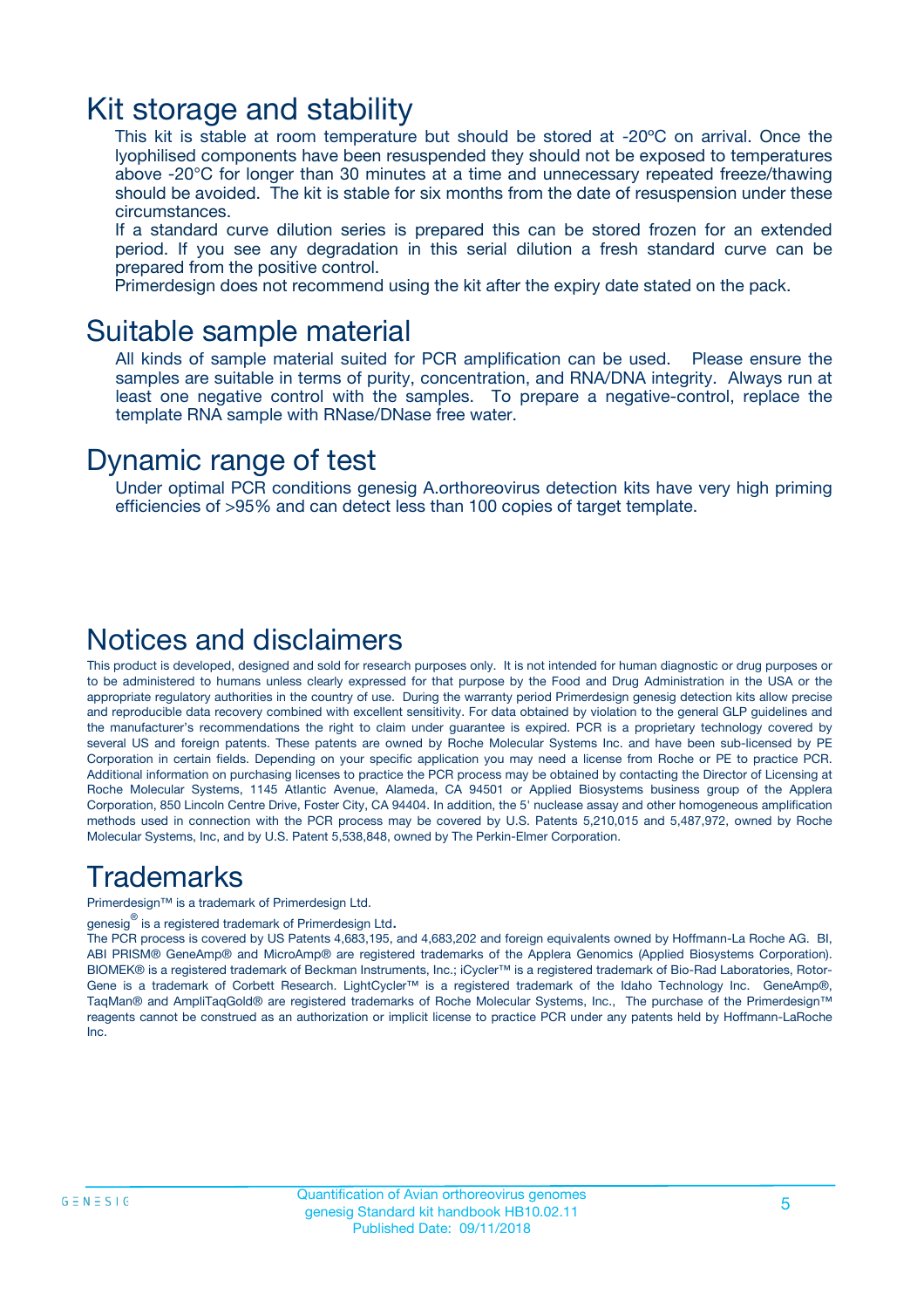# Kit storage and stability

This kit is stable at room temperature but should be stored at -20ºC on arrival. Once the lyophilised components have been resuspended they should not be exposed to temperatures above -20°C for longer than 30 minutes at a time and unnecessary repeated freeze/thawing should be avoided. The kit is stable for six months from the date of resuspension under these circumstances.

If a standard curve dilution series is prepared this can be stored frozen for an extended period. If you see any degradation in this serial dilution a fresh standard curve can be prepared from the positive control.

Primerdesign does not recommend using the kit after the expiry date stated on the pack.

# Suitable sample material

All kinds of sample material suited for PCR amplification can be used. Please ensure the samples are suitable in terms of purity, concentration, and RNA/DNA integrity. Always run at least one negative control with the samples. To prepare a negative-control, replace the template RNA sample with RNase/DNase free water.

# Dynamic range of test

Under optimal PCR conditions genesig A.orthoreovirus detection kits have very high priming efficiencies of >95% and can detect less than 100 copies of target template.

# Notices and disclaimers

This product is developed, designed and sold for research purposes only. It is not intended for human diagnostic or drug purposes or to be administered to humans unless clearly expressed for that purpose by the Food and Drug Administration in the USA or the appropriate regulatory authorities in the country of use. During the warranty period Primerdesign genesig detection kits allow precise and reproducible data recovery combined with excellent sensitivity. For data obtained by violation to the general GLP guidelines and the manufacturer's recommendations the right to claim under guarantee is expired. PCR is a proprietary technology covered by several US and foreign patents. These patents are owned by Roche Molecular Systems Inc. and have been sub-licensed by PE Corporation in certain fields. Depending on your specific application you may need a license from Roche or PE to practice PCR. Additional information on purchasing licenses to practice the PCR process may be obtained by contacting the Director of Licensing at Roche Molecular Systems, 1145 Atlantic Avenue, Alameda, CA 94501 or Applied Biosystems business group of the Applera Corporation, 850 Lincoln Centre Drive, Foster City, CA 94404. In addition, the 5' nuclease assay and other homogeneous amplification methods used in connection with the PCR process may be covered by U.S. Patents 5,210,015 and 5,487,972, owned by Roche Molecular Systems, Inc, and by U.S. Patent 5,538,848, owned by The Perkin-Elmer Corporation.

# Trademarks

Primerdesign™ is a trademark of Primerdesign Ltd.

genesig® is a registered trademark of Primerdesign Ltd.

The PCR process is covered by US Patents 4,683,195, and 4,683,202 and foreign equivalents owned by Hoffmann-La Roche AG. BI, ABI PRISM® GeneAmp® and MicroAmp® are registered trademarks of the Applera Genomics (Applied Biosystems Corporation). BIOMEK® is a registered trademark of Beckman Instruments, Inc.; iCycler™ is a registered trademark of Bio-Rad Laboratories, Rotor-Gene is a trademark of Corbett Research. LightCycler™ is a registered trademark of the Idaho Technology Inc. GeneAmp®, TaqMan® and AmpliTaqGold® are registered trademarks of Roche Molecular Systems, Inc., The purchase of the Primerdesign™ reagents cannot be construed as an authorization or implicit license to practice PCR under any patents held by Hoffmann-LaRoche Inc.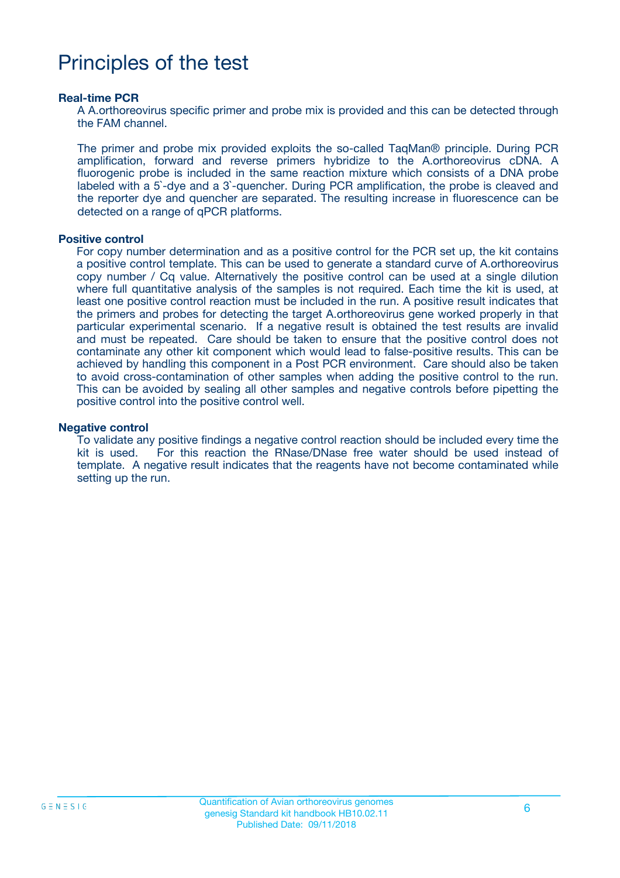# Principles of the test

**Real-time PCR**

A A.orthoreovirus specific primer and probe mix is provided and this can be detected through the FAM channel.

The primer and probe mix provided exploits the so-called TaqMan® principle. During PCR amplification, forward and reverse primers hybridize to the A.orthoreovirus cDNA. A fluorogenic probe is included in the same reaction mixture which consists of a DNA probe labeled with a 5`-dye and a 3`-quencher. During PCR amplification, the probe is cleaved and the reporter dye and quencher are separated. The resulting increase in fluorescence can be detected on a range of qPCR platforms.

**Positive control**

For copy number determination and as a positive control for the PCR set up, the kit contains a positive control template. This can be used to generate a standard curve of A.orthoreovirus copy number / Cq value. Alternatively the positive control can be used at a single dilution where full quantitative analysis of the samples is not required. Each time the kit is used, at least one positive control reaction must be included in the run. A positive result indicates that the primers and probes for detecting the target A.orthoreovirus gene worked properly in that particular experimental scenario. If a negative result is obtained the test results are invalid and must be repeated. Care should be taken to ensure that the positive control does not contaminate any other kit component which would lead to false-positive results. This can be achieved by handling this component in a Post PCR environment. Care should also be taken to avoid cross-contamination of other samples when adding the positive control to the run. This can be avoided by sealing all other samples and negative controls before pipetting the positive control into the positive control well.

**Negative control**

To validate any positive findings a negative control reaction should be included every time the kit is used. For this reaction the RNase/DNase free water should be used instead of template. A negative result indicates that the reagents have not become contaminated while setting up the run.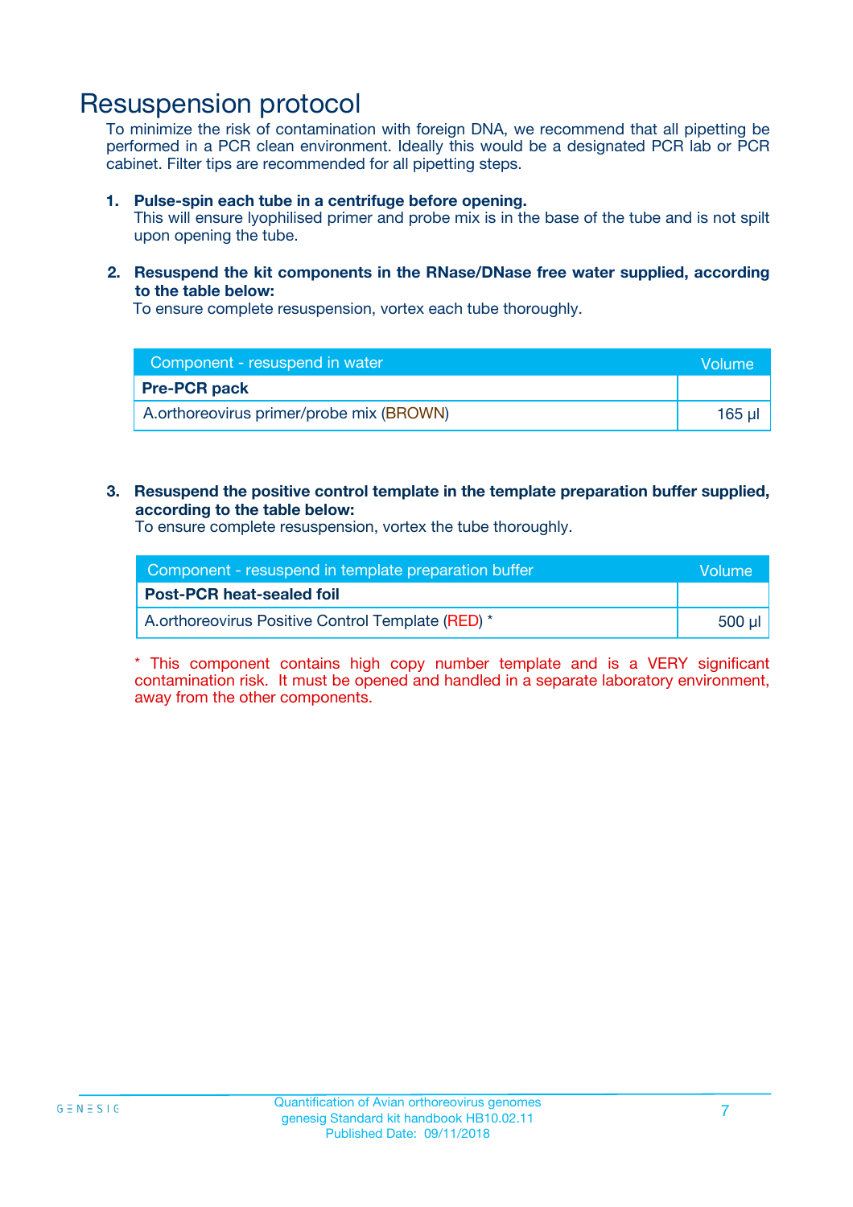# Resuspension protocol

To minimize the risk of contamination with foreign DNA, we recommend that all pipetting be performed in a PCR clean environment. Ideally this would be a designated PCR lab or PCR cabinet. Filter tips are recommended for all pipetting steps.

1. **Pulse-spin each tube in a centrifuge before opening.**
   This will ensure lyophilised primer and probe mix is in the base of the tube and is not spilt upon opening the tube.

2. **Resuspend the kit components in the RNase/DNase free water supplied, according to the table below:**
   To ensure complete resuspension, vortex each tube thoroughly.

| Component - resuspend in water | Volume |
|---|---|
| **Pre-PCR pack** | |
| A.orthoreovirus primer/probe mix (BROWN) | 165 µl |

3. **Resuspend the positive control template in the template preparation buffer supplied, according to the table below:**
   To ensure complete resuspension, vortex the tube thoroughly.

| Component - resuspend in template preparation buffer | Volume |
|---|---|
| **Post-PCR heat-sealed foil** | |
| A.orthoreovirus Positive Control Template (RED) * | 500 µl |

* This component contains high copy number template and is a VERY significant contamination risk. It must be opened and handled in a separate laboratory environment, away from the other components.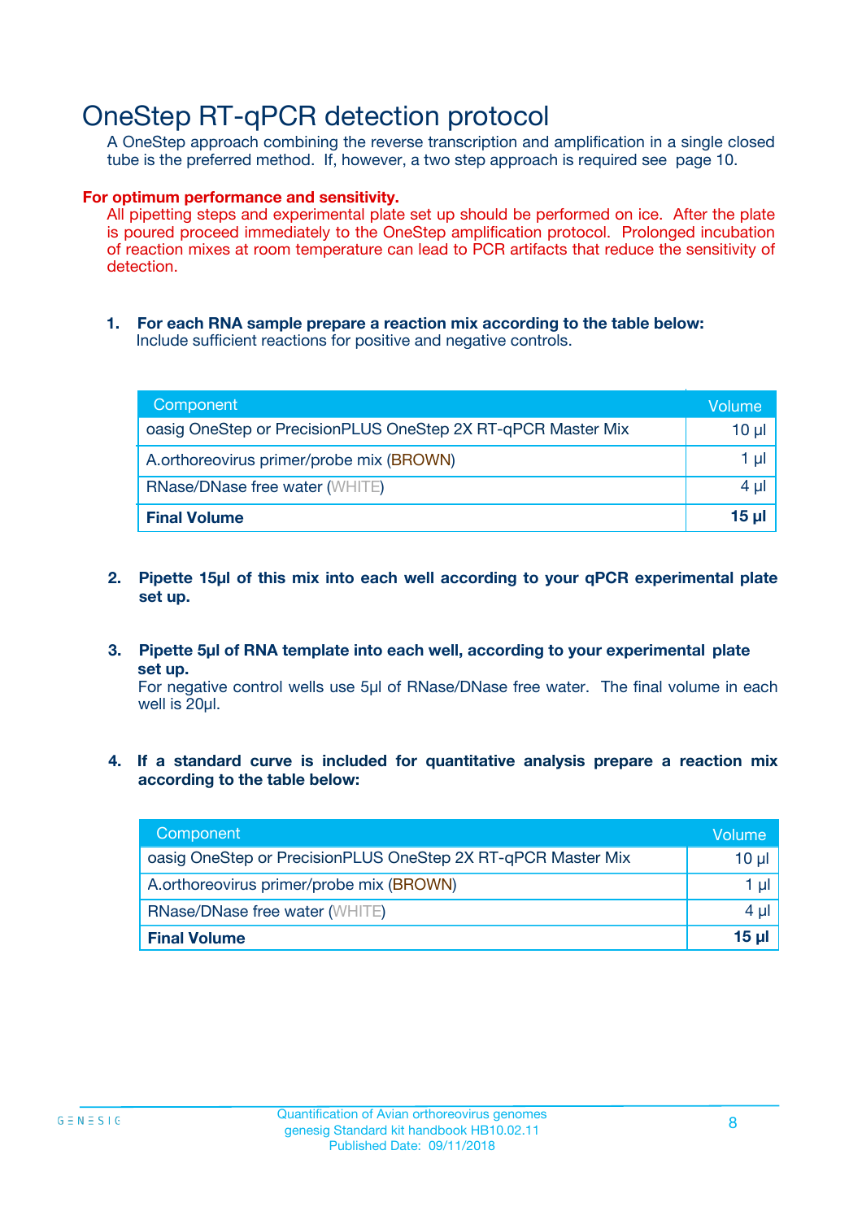# OneStep RT-qPCR detection protocol

A OneStep approach combining the reverse transcription and amplification in a single closed tube is the preferred method. If, however, a two step approach is required see page 10.

**For optimum performance and sensitivity.**

All pipetting steps and experimental plate set up should be performed on ice. After the plate is poured proceed immediately to the OneStep amplification protocol. Prolonged incubation of reaction mixes at room temperature can lead to PCR artifacts that reduce the sensitivity of detection.

1. **For each RNA sample prepare a reaction mix according to the table below:**
   Include sufficient reactions for positive and negative controls.

| Component | Volume |
|---|---|
| oasig OneStep or PrecisionPLUS OneStep 2X RT-qPCR Master Mix | 10 µl |
| A.orthoreovirus primer/probe mix (BROWN) | 1 µl |
| RNase/DNase free water (WHITE) | 4 µl |
| **Final Volume** | **15 µl** |

2. **Pipette 15µl of this mix into each well according to your qPCR experimental plate set up.**

3. **Pipette 5µl of RNA template into each well, according to your experimental plate set up.**
   For negative control wells use 5µl of RNase/DNase free water. The final volume in each well is 20µl.

4. **If a standard curve is included for quantitative analysis prepare a reaction mix according to the table below:**

| Component | Volume |
|---|---|
| oasig OneStep or PrecisionPLUS OneStep 2X RT-qPCR Master Mix | 10 µl |
| A.orthoreovirus primer/probe mix (BROWN) | 1 µl |
| RNase/DNase free water (WHITE) | 4 µl |
| **Final Volume** | **15 µl** |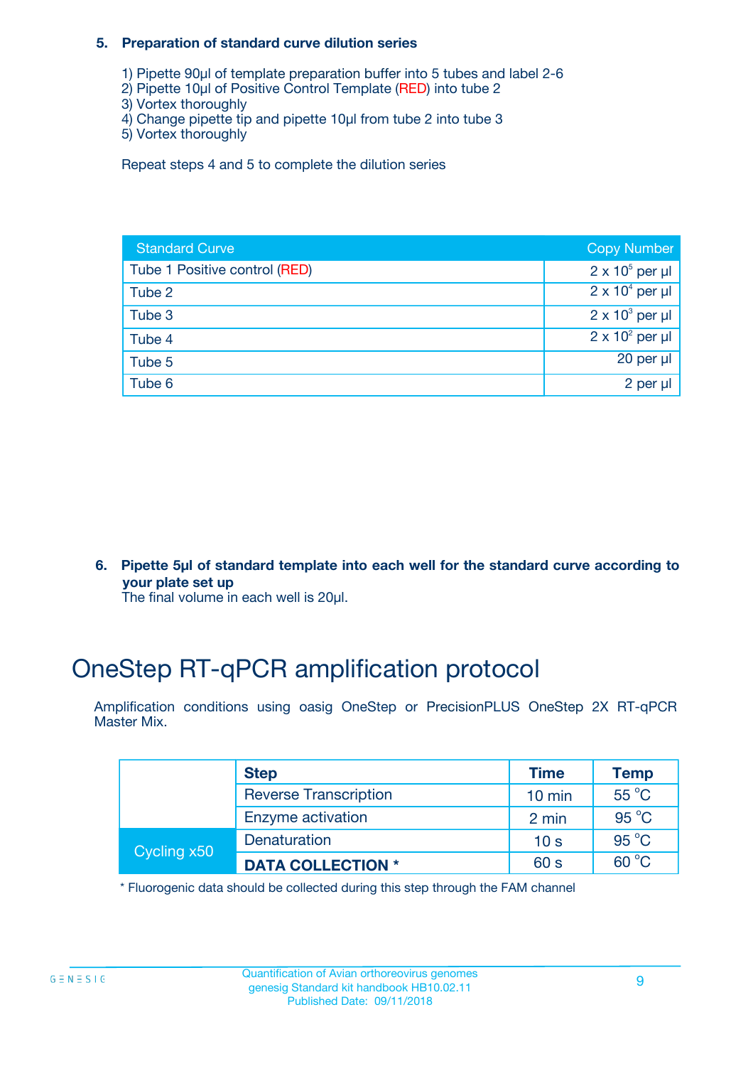**5. Preparation of standard curve dilution series**

1) Pipette 90µl of template preparation buffer into 5 tubes and label 2-6
2) Pipette 10µl of Positive Control Template (RED) into tube 2
3) Vortex thoroughly
4) Change pipette tip and pipette 10µl from tube 2 into tube 3
5) Vortex thoroughly

Repeat steps 4 and 5 to complete the dilution series

| Standard Curve | Copy Number |
|---|---|
| Tube 1 Positive control (RED) | $2 \times 10^5$ per µl |
| Tube 2 | $2 \times 10^4$ per µl |
| Tube 3 | $2 \times 10^3$ per µl |
| Tube 4 | $2 \times 10^2$ per µl |
| Tube 5 | 20 per µl |
| Tube 6 | 2 per µl |

**6. Pipette 5µl of standard template into each well for the standard curve according to your plate set up**
The final volume in each well is 20µl.

# OneStep RT-qPCR amplification protocol

Amplification conditions using oasig OneStep or PrecisionPLUS OneStep 2X RT-qPCR Master Mix.

| | Step | Time | Temp |
|---|---|---|---|
| | Reverse Transcription | 10 min | 55 °C |
| | Enzyme activation | 2 min | 95 °C |
| Cycling x50 | Denaturation | 10 s | 95 °C |
| | **DATA COLLECTION *** | 60 s | 60 °C |

* Fluorogenic data should be collected during this step through the FAM channel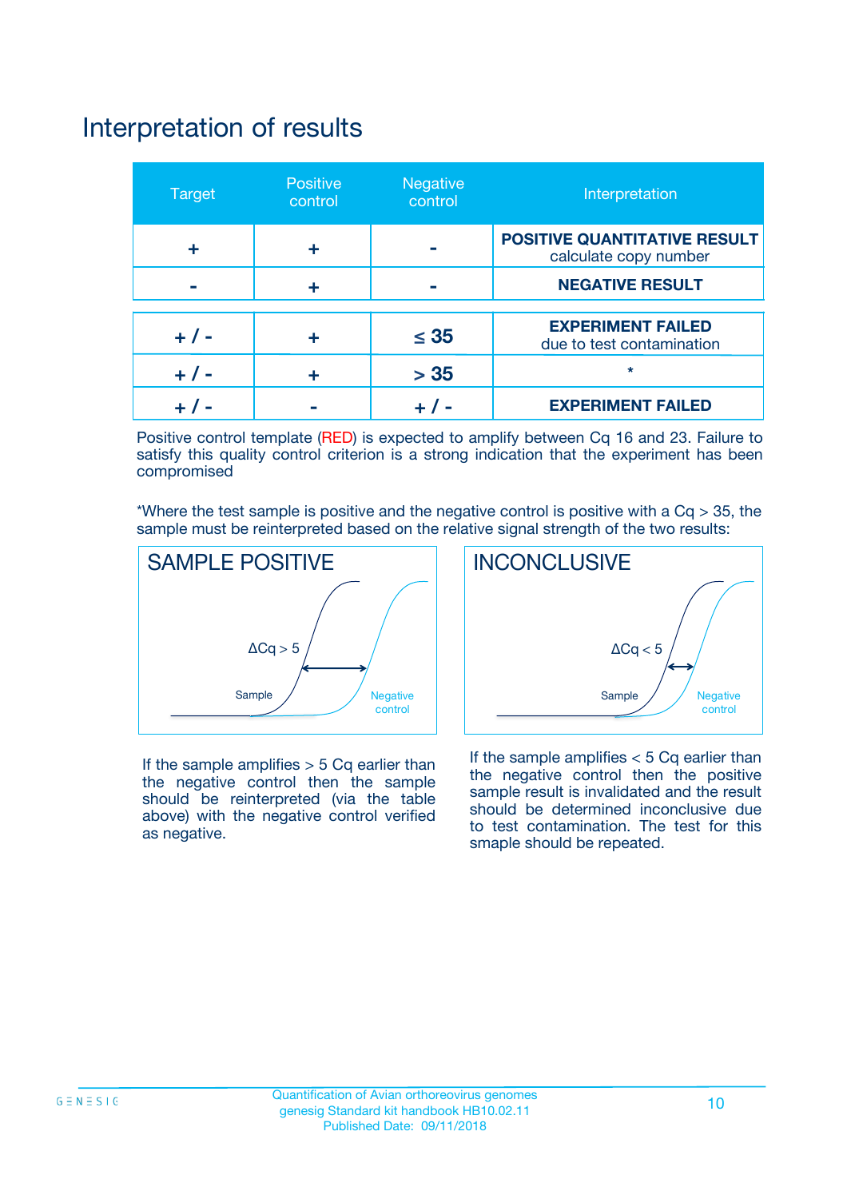# Interpretation of results

| Target | Positive control | Negative control | Interpretation |
|---|---|---|---|
| + | + | - | **POSITIVE QUANTITATIVE RESULT** calculate copy number |
| - | + | - | **NEGATIVE RESULT** |
| + / - | + | ≤ 35 | **EXPERIMENT FAILED** due to test contamination |
| + / - | + | > 35 | * |
| + / - | - | + / - | **EXPERIMENT FAILED** |

Positive control template (RED) is expected to amplify between Cq 16 and 23. Failure to satisfy this quality control criterion is a strong indication that the experiment has been compromised

*Where the test sample is positive and the negative control is positive with a Cq > 35, the sample must be reinterpreted based on the relative signal strength of the two results:

SAMPLE POSITIVE

ΔCq > 5

Sample

Negative control

If the sample amplifies > 5 Cq earlier than the negative control then the sample should be reinterpreted (via the table above) with the negative control verified as negative.

INCONCLUSIVE

ΔCq < 5

Sample

Negative control

If the sample amplifies < 5 Cq earlier than the negative control then the positive sample result is invalidated and the result should be determined inconclusive due to test contamination. The test for this smaple should be repeated.